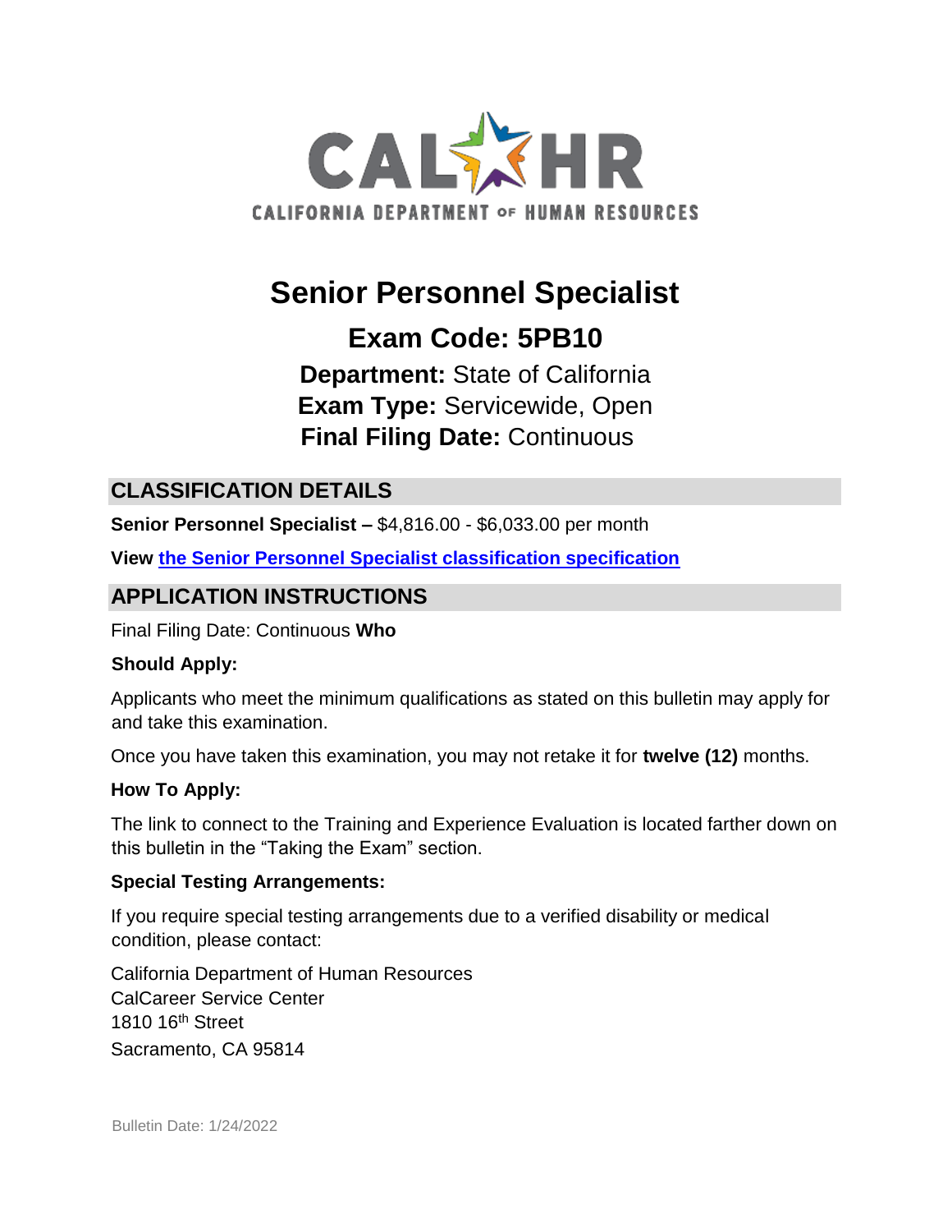CALHR

CALIFORNIA DEPARTMENT OF HUMAN RESOURCES

# Senior Personnel Specialist

## Exam Code: 5PB10

**Department:** State of California

**Exam Type:** Servicewide, Open

**Final Filing Date:** Continuous

## CLASSIFICATION DETAILS

**Senior Personnel Specialist –** $4,816.00 - $6,033.00 per month

**View [the Senior Personnel Specialist classification specification]()**

## APPLICATION INSTRUCTIONS

Final Filing Date: Continuous **Who**

### Should Apply:

Applicants who meet the minimum qualifications as stated on this bulletin may apply for and take this examination.

Once you have taken this examination, you may not retake it for **twelve (12)** months.

### How To Apply:

The link to connect to the Training and Experience Evaluation is located farther down on this bulletin in the "Taking the Exam" section.

### Special Testing Arrangements:

If you require special testing arrangements due to a verified disability or medical condition, please contact:

California Department of Human Resources
CalCareer Service Center
1810 16th Street
Sacramento, CA 95814

Bulletin Date: 1/24/2022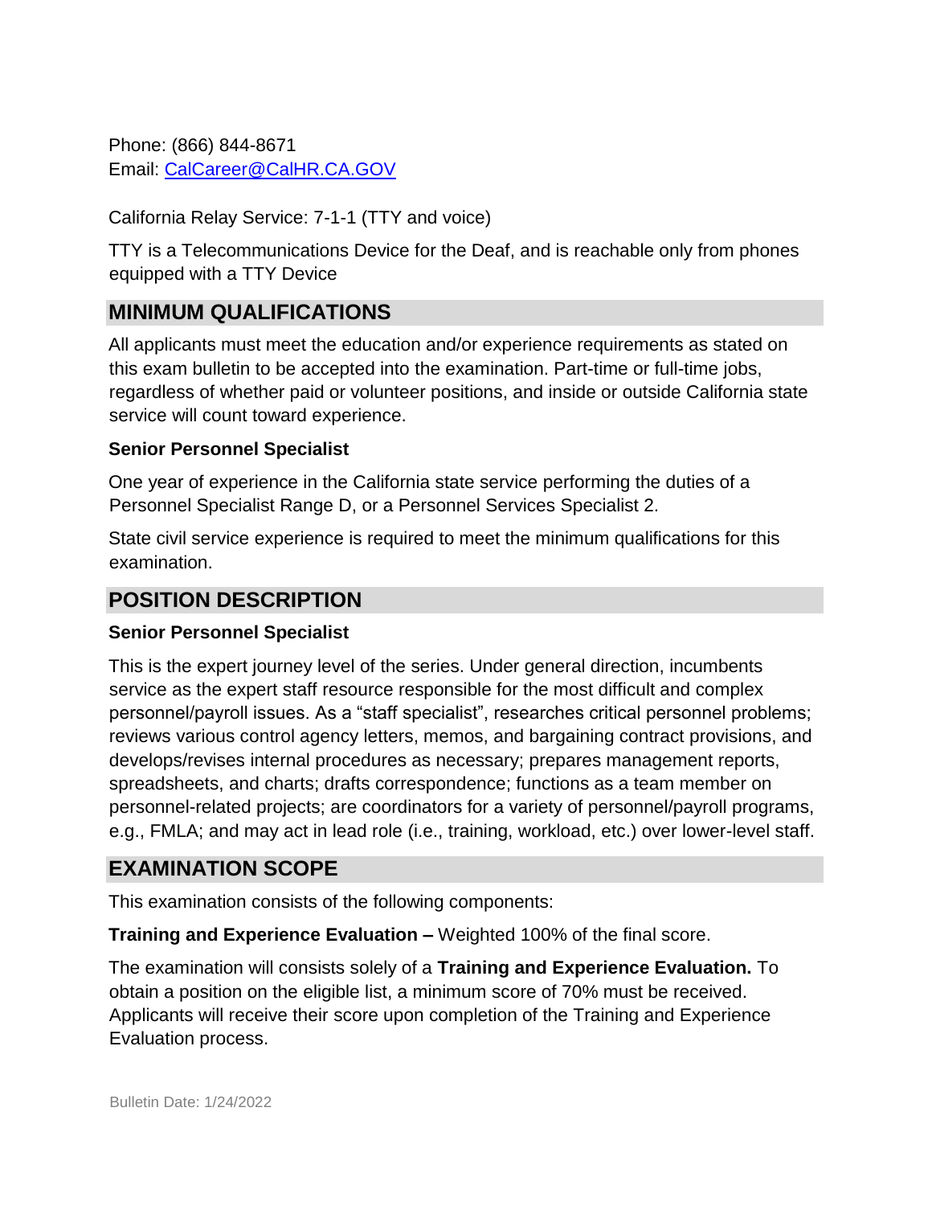Phone: (866) 844-8671
Email: [CalCareer@CalHR.CA.GOV](mailto:CalCareer@CalHR.CA.GOV)

California Relay Service: 7-1-1 (TTY and voice)

TTY is a Telecommunications Device for the Deaf, and is reachable only from phones equipped with a TTY Device

## MINIMUM QUALIFICATIONS

All applicants must meet the education and/or experience requirements as stated on this exam bulletin to be accepted into the examination. Part-time or full-time jobs, regardless of whether paid or volunteer positions, and inside or outside California state service will count toward experience.

**Senior Personnel Specialist**

One year of experience in the California state service performing the duties of a Personnel Specialist Range D, or a Personnel Services Specialist 2.

State civil service experience is required to meet the minimum qualifications for this examination.

## POSITION DESCRIPTION

**Senior Personnel Specialist**

This is the expert journey level of the series. Under general direction, incumbents service as the expert staff resource responsible for the most difficult and complex personnel/payroll issues. As a "staff specialist", researches critical personnel problems; reviews various control agency letters, memos, and bargaining contract provisions, and develops/revises internal procedures as necessary; prepares management reports, spreadsheets, and charts; drafts correspondence; functions as a team member on personnel-related projects; are coordinators for a variety of personnel/payroll programs, e.g., FMLA; and may act in lead role (i.e., training, workload, etc.) over lower-level staff.

## EXAMINATION SCOPE

This examination consists of the following components:

**Training and Experience Evaluation –** Weighted 100% of the final score.

The examination will consists solely of a **Training and Experience Evaluation.** To obtain a position on the eligible list, a minimum score of 70% must be received. Applicants will receive their score upon completion of the Training and Experience Evaluation process.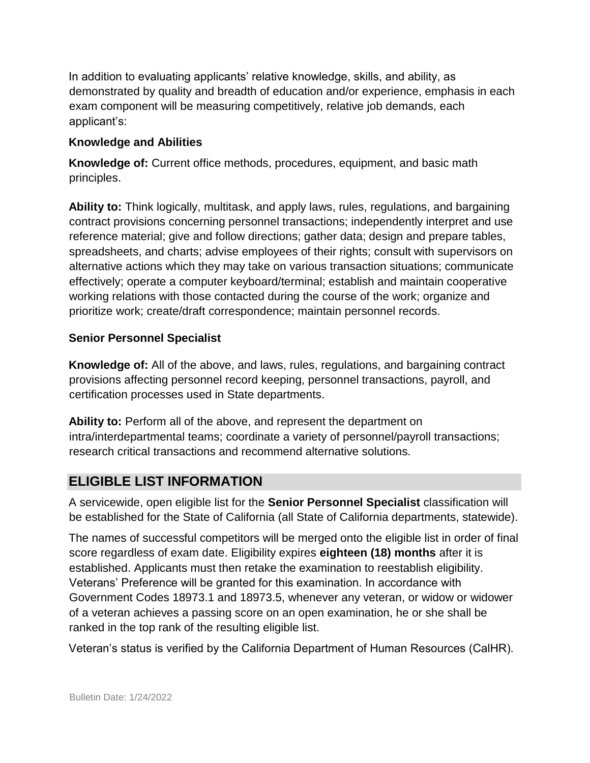In addition to evaluating applicants' relative knowledge, skills, and ability, as demonstrated by quality and breadth of education and/or experience, emphasis in each exam component will be measuring competitively, relative job demands, each applicant's:

**Knowledge and Abilities**

**Knowledge of:** Current office methods, procedures, equipment, and basic math principles.

**Ability to:** Think logically, multitask, and apply laws, rules, regulations, and bargaining contract provisions concerning personnel transactions; independently interpret and use reference material; give and follow directions; gather data; design and prepare tables, spreadsheets, and charts; advise employees of their rights; consult with supervisors on alternative actions which they may take on various transaction situations; communicate effectively; operate a computer keyboard/terminal; establish and maintain cooperative working relations with those contacted during the course of the work; organize and prioritize work; create/draft correspondence; maintain personnel records.

**Senior Personnel Specialist**

**Knowledge of:** All of the above, and laws, rules, regulations, and bargaining contract provisions affecting personnel record keeping, personnel transactions, payroll, and certification processes used in State departments.

**Ability to:** Perform all of the above, and represent the department on intra/interdepartmental teams; coordinate a variety of personnel/payroll transactions; research critical transactions and recommend alternative solutions.

## ELIGIBLE LIST INFORMATION

A servicewide, open eligible list for the **Senior Personnel Specialist** classification will be established for the State of California (all State of California departments, statewide).

The names of successful competitors will be merged onto the eligible list in order of final score regardless of exam date. Eligibility expires **eighteen (18) months** after it is established. Applicants must then retake the examination to reestablish eligibility. Veterans' Preference will be granted for this examination. In accordance with Government Codes 18973.1 and 18973.5, whenever any veteran, or widow or widower of a veteran achieves a passing score on an open examination, he or she shall be ranked in the top rank of the resulting eligible list.

Veteran's status is verified by the California Department of Human Resources (CalHR).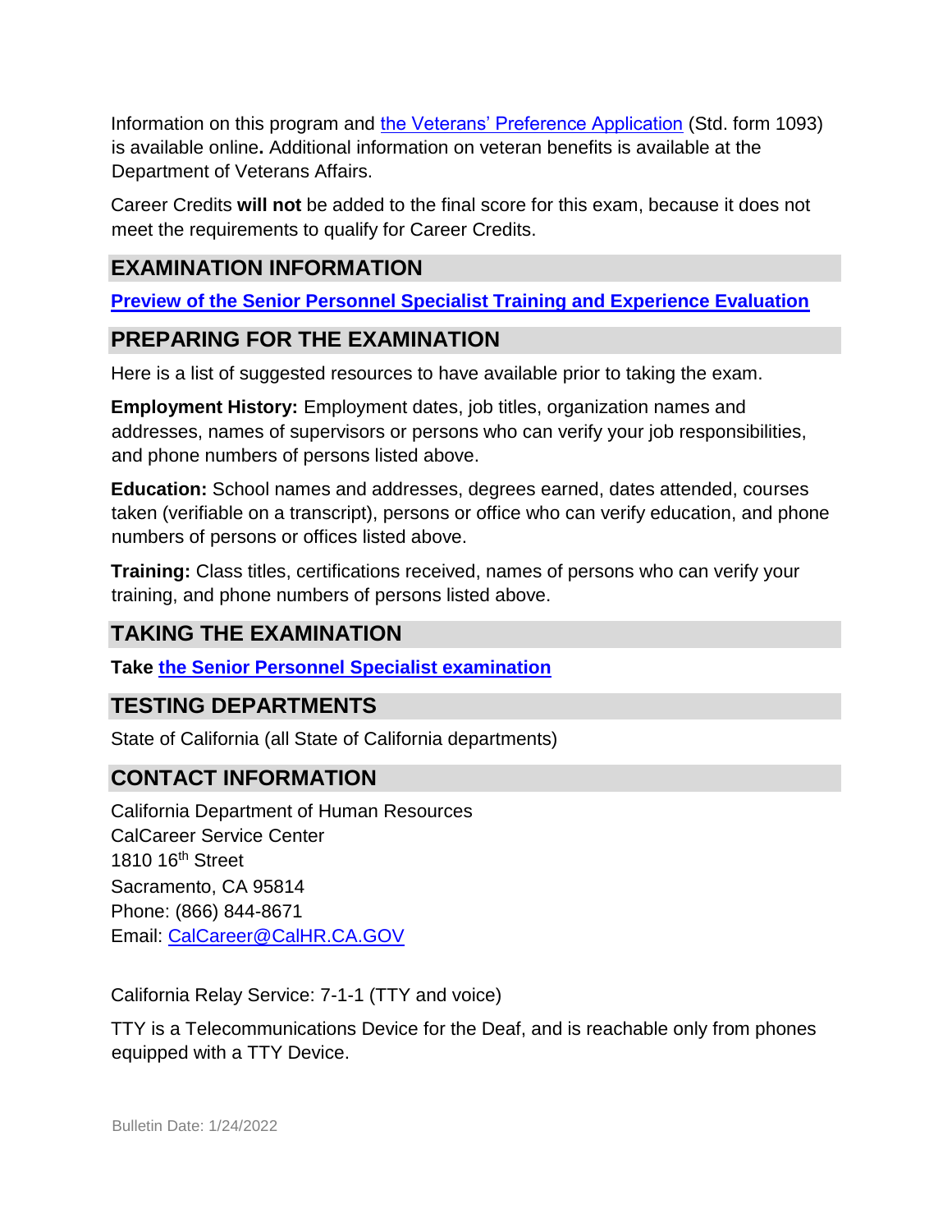Information on this program and the Veterans' Preference Application (Std. form 1093) is available online**.** Additional information on veteran benefits is available at the Department of Veterans Affairs.

Career Credits **will not** be added to the final score for this exam, because it does not meet the requirements to qualify for Career Credits.

## EXAMINATION INFORMATION

**Preview of the Senior Personnel Specialist Training and Experience Evaluation**

## PREPARING FOR THE EXAMINATION

Here is a list of suggested resources to have available prior to taking the exam.

**Employment History:** Employment dates, job titles, organization names and addresses, names of supervisors or persons who can verify your job responsibilities, and phone numbers of persons listed above.

**Education:** School names and addresses, degrees earned, dates attended, courses taken (verifiable on a transcript), persons or office who can verify education, and phone numbers of persons or offices listed above.

**Training:** Class titles, certifications received, names of persons who can verify your training, and phone numbers of persons listed above.

## TAKING THE EXAMINATION

**Take the Senior Personnel Specialist examination**

## TESTING DEPARTMENTS

State of California (all State of California departments)

## CONTACT INFORMATION

California Department of Human Resources
CalCareer Service Center
1810 16th Street
Sacramento, CA 95814
Phone: (866) 844-8671
Email: CalCareer@CalHR.CA.GOV

California Relay Service: 7-1-1 (TTY and voice)

TTY is a Telecommunications Device for the Deaf, and is reachable only from phones equipped with a TTY Device.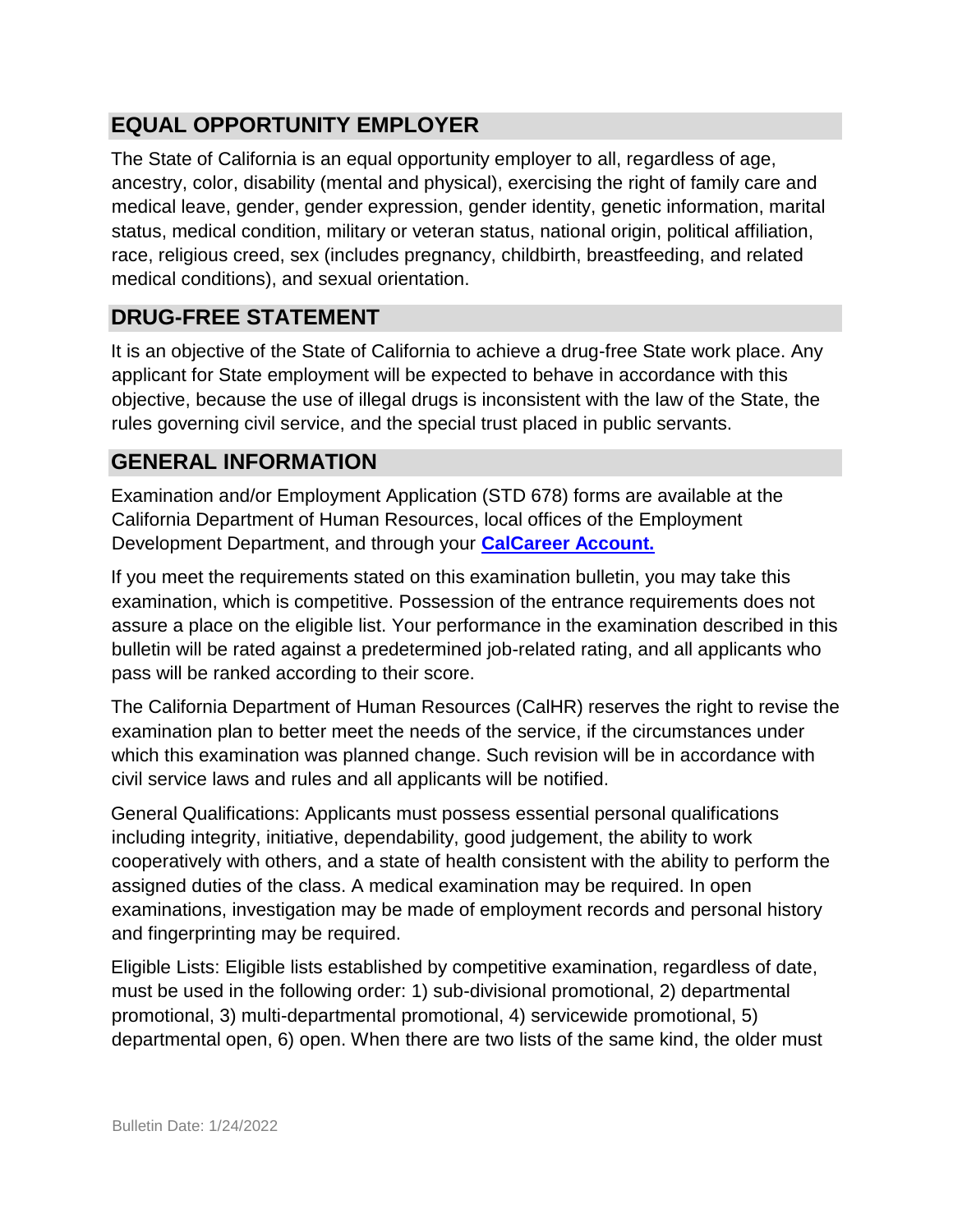## EQUAL OPPORTUNITY EMPLOYER

The State of California is an equal opportunity employer to all, regardless of age, ancestry, color, disability (mental and physical), exercising the right of family care and medical leave, gender, gender expression, gender identity, genetic information, marital status, medical condition, military or veteran status, national origin, political affiliation, race, religious creed, sex (includes pregnancy, childbirth, breastfeeding, and related medical conditions), and sexual orientation.

## DRUG-FREE STATEMENT

It is an objective of the State of California to achieve a drug-free State work place. Any applicant for State employment will be expected to behave in accordance with this objective, because the use of illegal drugs is inconsistent with the law of the State, the rules governing civil service, and the special trust placed in public servants.

## GENERAL INFORMATION

Examination and/or Employment Application (STD 678) forms are available at the California Department of Human Resources, local offices of the Employment Development Department, and through your **CalCareer Account.**

If you meet the requirements stated on this examination bulletin, you may take this examination, which is competitive. Possession of the entrance requirements does not assure a place on the eligible list. Your performance in the examination described in this bulletin will be rated against a predetermined job-related rating, and all applicants who pass will be ranked according to their score.

The California Department of Human Resources (CalHR) reserves the right to revise the examination plan to better meet the needs of the service, if the circumstances under which this examination was planned change. Such revision will be in accordance with civil service laws and rules and all applicants will be notified.

General Qualifications: Applicants must possess essential personal qualifications including integrity, initiative, dependability, good judgement, the ability to work cooperatively with others, and a state of health consistent with the ability to perform the assigned duties of the class. A medical examination may be required. In open examinations, investigation may be made of employment records and personal history and fingerprinting may be required.

Eligible Lists: Eligible lists established by competitive examination, regardless of date, must be used in the following order: 1) sub-divisional promotional, 2) departmental promotional, 3) multi-departmental promotional, 4) servicewide promotional, 5) departmental open, 6) open. When there are two lists of the same kind, the older must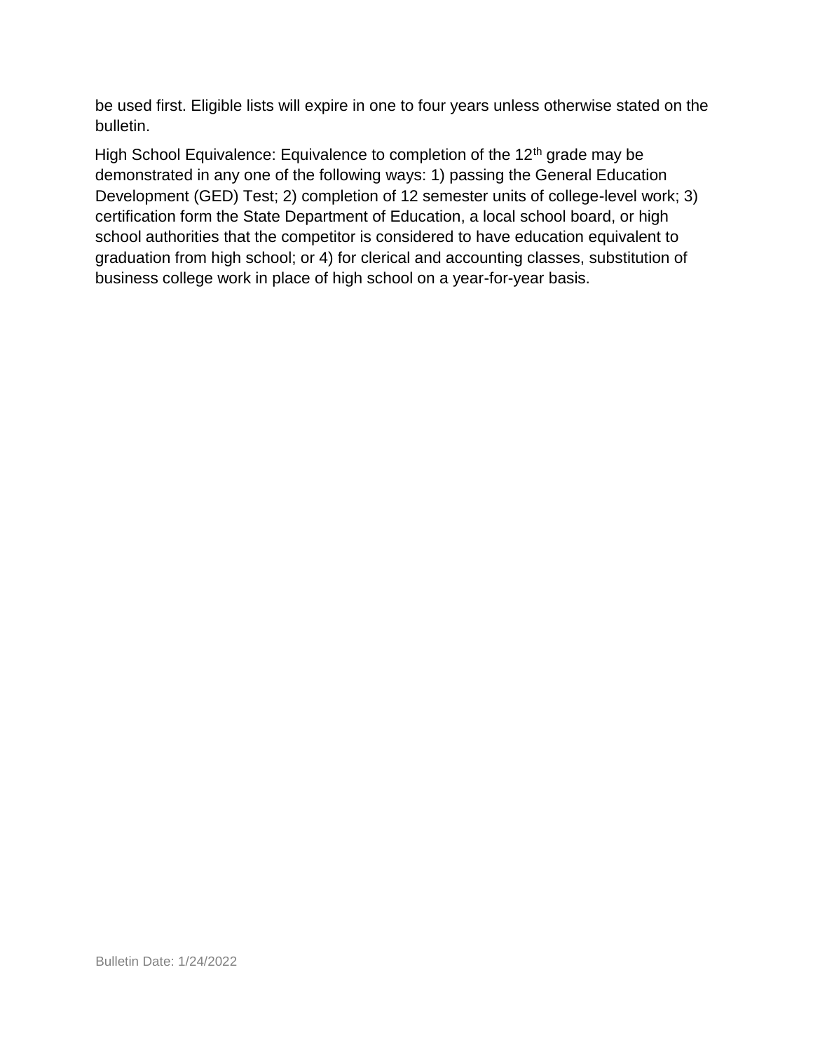be used first. Eligible lists will expire in one to four years unless otherwise stated on the bulletin.

High School Equivalence: Equivalence to completion of the 12th grade may be demonstrated in any one of the following ways: 1) passing the General Education Development (GED) Test; 2) completion of 12 semester units of college-level work; 3) certification form the State Department of Education, a local school board, or high school authorities that the competitor is considered to have education equivalent to graduation from high school; or 4) for clerical and accounting classes, substitution of business college work in place of high school on a year-for-year basis.

Bulletin Date: 1/24/2022